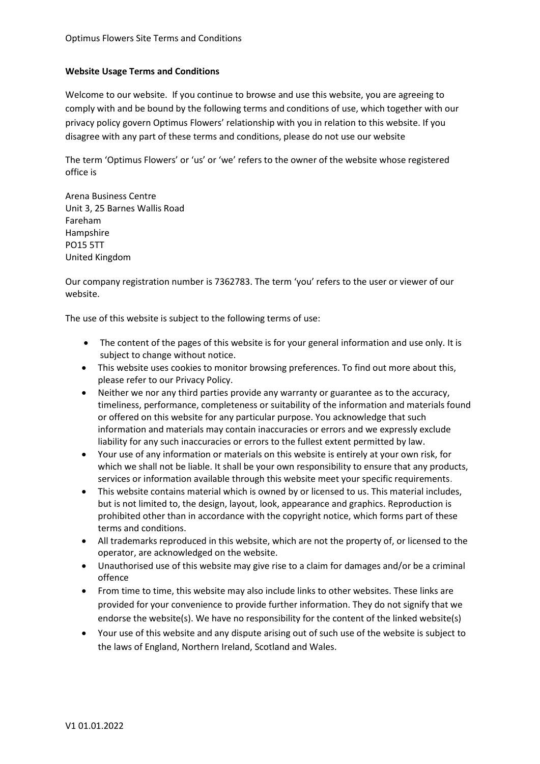**Website Usage Terms and Conditions**

Welcome to our website. If you continue to browse and use this website, you are agreeing to comply with and be bound by the following terms and conditions of use, which together with our privacy policy govern Optimus Flowers' relationship with you in relation to this website. If you disagree with any part of these terms and conditions, please do not use our website

The term 'Optimus Flowers' or 'us' or 'we' refers to the owner of the website whose registered office is

Arena Business Centre
Unit 3, 25 Barnes Wallis Road
Fareham
Hampshire
PO15 5TT
United Kingdom

Our company registration number is 7362783. The term 'you' refers to the user or viewer of our website.

The use of this website is subject to the following terms of use:

- The content of the pages of this website is for your general information and use only. It is subject to change without notice.
- This website uses cookies to monitor browsing preferences. To find out more about this, please refer to our Privacy Policy.
- Neither we nor any third parties provide any warranty or guarantee as to the accuracy, timeliness, performance, completeness or suitability of the information and materials found or offered on this website for any particular purpose. You acknowledge that such information and materials may contain inaccuracies or errors and we expressly exclude liability for any such inaccuracies or errors to the fullest extent permitted by law.
- Your use of any information or materials on this website is entirely at your own risk, for which we shall not be liable. It shall be your own responsibility to ensure that any products, services or information available through this website meet your specific requirements.
- This website contains material which is owned by or licensed to us. This material includes, but is not limited to, the design, layout, look, appearance and graphics. Reproduction is prohibited other than in accordance with the copyright notice, which forms part of these terms and conditions.
- All trademarks reproduced in this website, which are not the property of, or licensed to the operator, are acknowledged on the website.
- Unauthorised use of this website may give rise to a claim for damages and/or be a criminal offence
- From time to time, this website may also include links to other websites. These links are provided for your convenience to provide further information. They do not signify that we endorse the website(s). We have no responsibility for the content of the linked website(s)
- Your use of this website and any dispute arising out of such use of the website is subject to the laws of England, Northern Ireland, Scotland and Wales.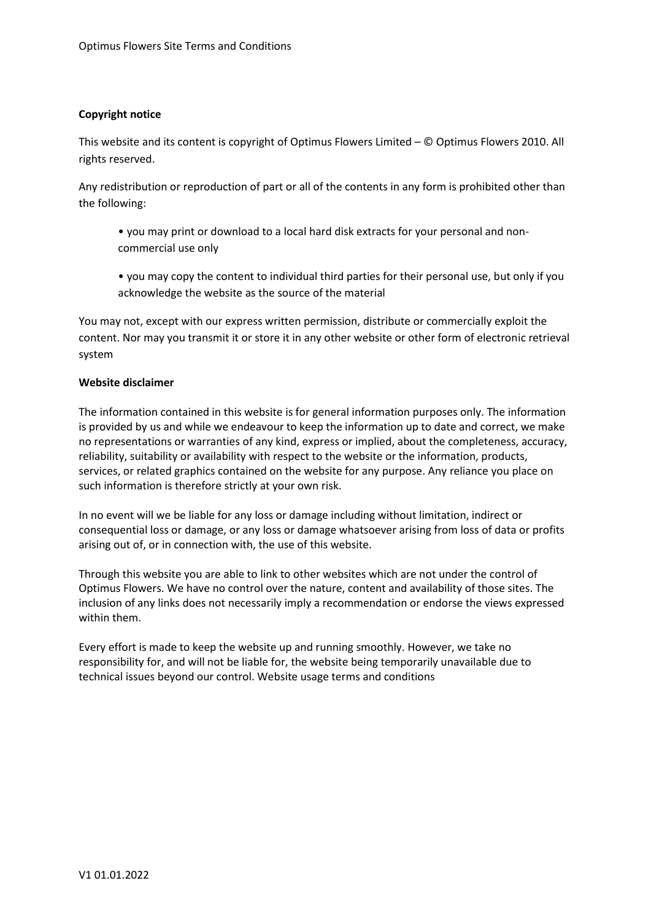**Copyright notice**

This website and its content is copyright of Optimus Flowers Limited – © Optimus Flowers 2010. All rights reserved.

Any redistribution or reproduction of part or all of the contents in any form is prohibited other than the following:

- you may print or download to a local hard disk extracts for your personal and non-commercial use only
- you may copy the content to individual third parties for their personal use, but only if you acknowledge the website as the source of the material

You may not, except with our express written permission, distribute or commercially exploit the content. Nor may you transmit it or store it in any other website or other form of electronic retrieval system

**Website disclaimer**

The information contained in this website is for general information purposes only. The information is provided by us and while we endeavour to keep the information up to date and correct, we make no representations or warranties of any kind, express or implied, about the completeness, accuracy, reliability, suitability or availability with respect to the website or the information, products, services, or related graphics contained on the website for any purpose. Any reliance you place on such information is therefore strictly at your own risk.

In no event will we be liable for any loss or damage including without limitation, indirect or consequential loss or damage, or any loss or damage whatsoever arising from loss of data or profits arising out of, or in connection with, the use of this website.

Through this website you are able to link to other websites which are not under the control of Optimus Flowers. We have no control over the nature, content and availability of those sites. The inclusion of any links does not necessarily imply a recommendation or endorse the views expressed within them.

Every effort is made to keep the website up and running smoothly. However, we take no responsibility for, and will not be liable for, the website being temporarily unavailable due to technical issues beyond our control. Website usage terms and conditions

V1 01.01.2022